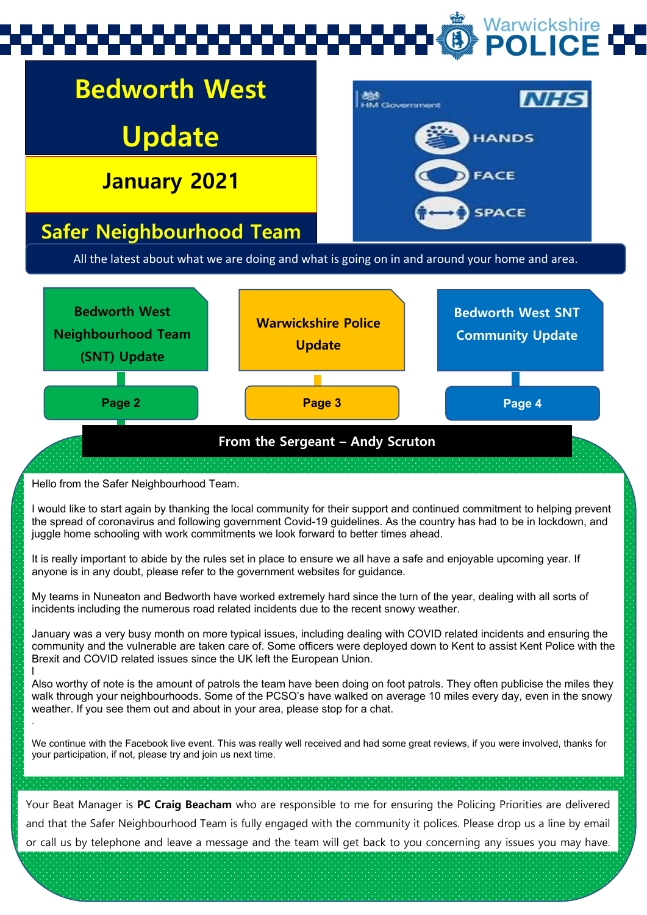Warwickshire POLICE

# Bedworth West Update

## January 2021

## Safer Neighbourhood Team

HANDS FACE SPACE

All the latest about what we are doing and what is going on in and around your home and area.

| Bedworth West Neighbourhood Team (SNT) Update | Warwickshire Police Update | Bedworth West SNT Community Update |
|---|---|---|
| Page 2 | Page 3 | Page 4 |

### From the Sergeant – Andy Scruton

Hello from the Safer Neighbourhood Team.

I would like to start again by thanking the local community for their support and continued commitment to helping prevent the spread of coronavirus and following government Covid-19 guidelines. As the country has had to be in lockdown, and juggle home schooling with work commitments we look forward to better times ahead.

It is really important to abide by the rules set in place to ensure we all have a safe and enjoyable upcoming year. If anyone is in any doubt, please refer to the government websites for guidance.

My teams in Nuneaton and Bedworth have worked extremely hard since the turn of the year, dealing with all sorts of incidents including the numerous road related incidents due to the recent snowy weather.

January was a very busy month on more typical issues, including dealing with COVID related incidents and ensuring the community and the vulnerable are taken care of. Some officers were deployed down to Kent to assist Kent Police with the Brexit and COVID related issues since the UK left the European Union.

Also worthy of note is the amount of patrols the team have been doing on foot patrols. They often publicise the miles they walk through your neighbourhoods. Some of the PCSO's have walked on average 10 miles every day, even in the snowy weather. If you see them out and about in your area, please stop for a chat.

We continue with the Facebook live event. This was really well received and had some great reviews, if you were involved, thanks for your participation, if not, please try and join us next time.

Your Beat Manager is **PC Craig Beacham** who are responsible to me for ensuring the Policing Priorities are delivered and that the Safer Neighbourhood Team is fully engaged with the community it polices. Please drop us a line by email or call us by telephone and leave a message and the team will get back to you concerning any issues you may have.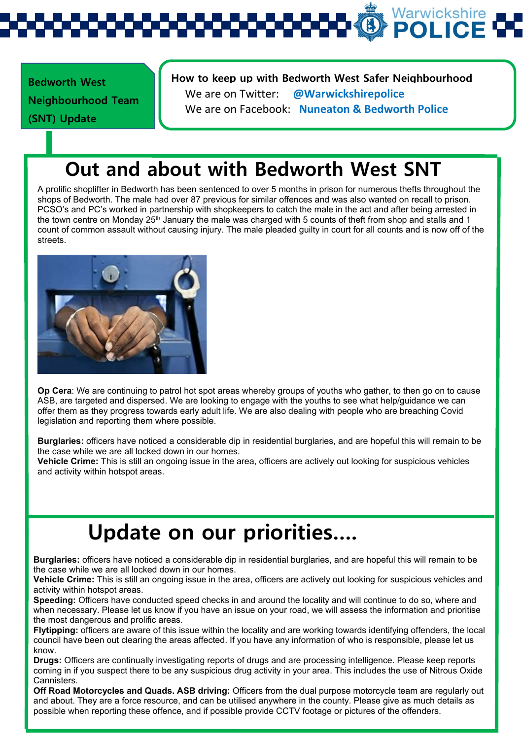**Bedworth West Neighbourhood Team (SNT) Update**

**How to keep up with Bedworth West Safer Neighbourhood**

We are on Twitter: **@Warwickshirepolice**

We are on Facebook: **Nuneaton & Bedworth Police**

# Out and about with Bedworth West SNT

A prolific shoplifter in Bedworth has been sentenced to over 5 months in prison for numerous thefts throughout the shops of Bedworth. The male had over 87 previous for similar offences and was also wanted on recall to prison. PCSO's and PC's worked in partnership with shopkeepers to catch the male in the act and after being arrested in the town centre on Monday 25th January the male was charged with 5 counts of theft from shop and stalls and 1 count of common assault without causing injury. The male pleaded guilty in court for all counts and is now off of the streets.

**Op Cera**: We are continuing to patrol hot spot areas whereby groups of youths who gather, to then go on to cause ASB, are targeted and dispersed. We are looking to engage with the youths to see what help/guidance we can offer them as they progress towards early adult life. We are also dealing with people who are breaching Covid legislation and reporting them where possible.

**Burglaries:** officers have noticed a considerable dip in residential burglaries, and are hopeful this will remain to be the case while we are all locked down in our homes.
**Vehicle Crime:** This is still an ongoing issue in the area, officers are actively out looking for suspicious vehicles and activity within hotspot areas.

# Update on our priorities....

**Burglaries:** officers have noticed a considerable dip in residential burglaries, and are hopeful this will remain to be the case while we are all locked down in our homes.
**Vehicle Crime:** This is still an ongoing issue in the area, officers are actively out looking for suspicious vehicles and activity within hotspot areas.
**Speeding:** Officers have conducted speed checks in and around the locality and will continue to do so, where and when necessary. Please let us know if you have an issue on your road, we will assess the information and prioritise the most dangerous and prolific areas.
**Flytipping:** officers are aware of this issue within the locality and are working towards identifying offenders, the local council have been out clearing the areas affected. If you have any information of who is responsible, please let us know.
**Drugs:** Officers are continually investigating reports of drugs and are processing intelligence. Please keep reports coming in if you suspect there to be any suspicious drug activity in your area. This includes the use of Nitrous Oxide Cannisters.
**Off Road Motorcycles and Quads. ASB driving:** Officers from the dual purpose motorcycle team are regularly out and about. They are a force resource, and can be utilised anywhere in the county. Please give as much details as possible when reporting these offence, and if possible provide CCTV footage or pictures of the offenders.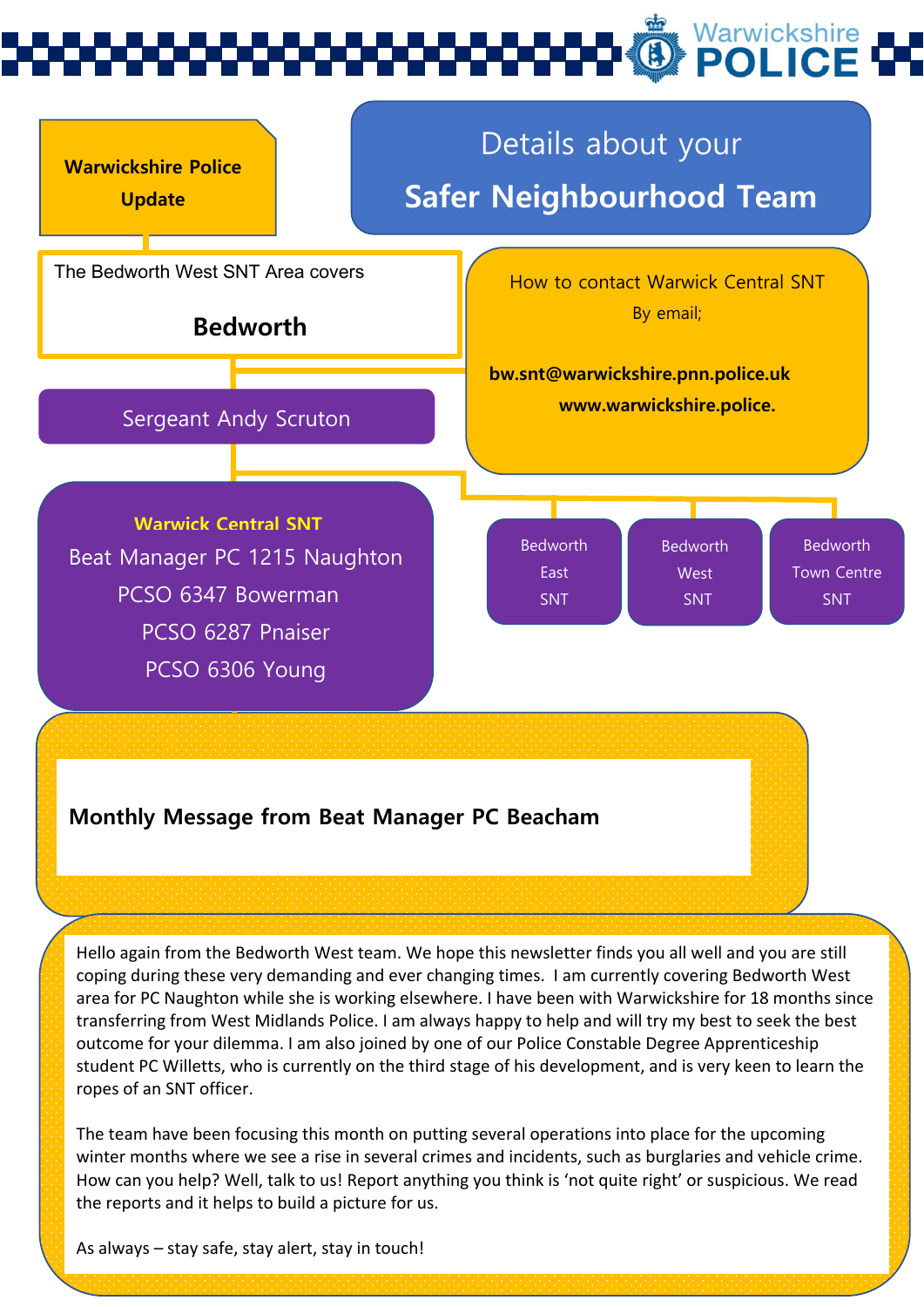**Warwickshire Police Update**

# Details about your
# Safer Neighbourhood Team

The Bedworth West SNT Area covers

**Bedworth**

How to contact Warwick Central SNT

By email;

**bw.snt@warwickshire.pnn.police.uk**

**www.warwickshire.police.**

Sergeant Andy Scruton

**Warwick Central SNT**

Beat Manager PC 1215 Naughton

PCSO 6347 Bowerman

PCSO 6287 Pnaiser

PCSO 6306 Young

- Bedworth East SNT
- Bedworth West SNT
- Bedworth Town Centre SNT

## Monthly Message from Beat Manager PC Beacham

Hello again from the Bedworth West team. We hope this newsletter finds you all well and you are still coping during these very demanding and ever changing times. I am currently covering Bedworth West area for PC Naughton while she is working elsewhere. I have been with Warwickshire for 18 months since transferring from West Midlands Police. I am always happy to help and will try my best to seek the best outcome for your dilemma. I am also joined by one of our Police Constable Degree Apprenticeship student PC Willetts, who is currently on the third stage of his development, and is very keen to learn the ropes of an SNT officer.

The team have been focusing this month on putting several operations into place for the upcoming winter months where we see a rise in several crimes and incidents, such as burglaries and vehicle crime. How can you help? Well, talk to us! Report anything you think is 'not quite right' or suspicious. We read the reports and it helps to build a picture for us.

As always – stay safe, stay alert, stay in touch!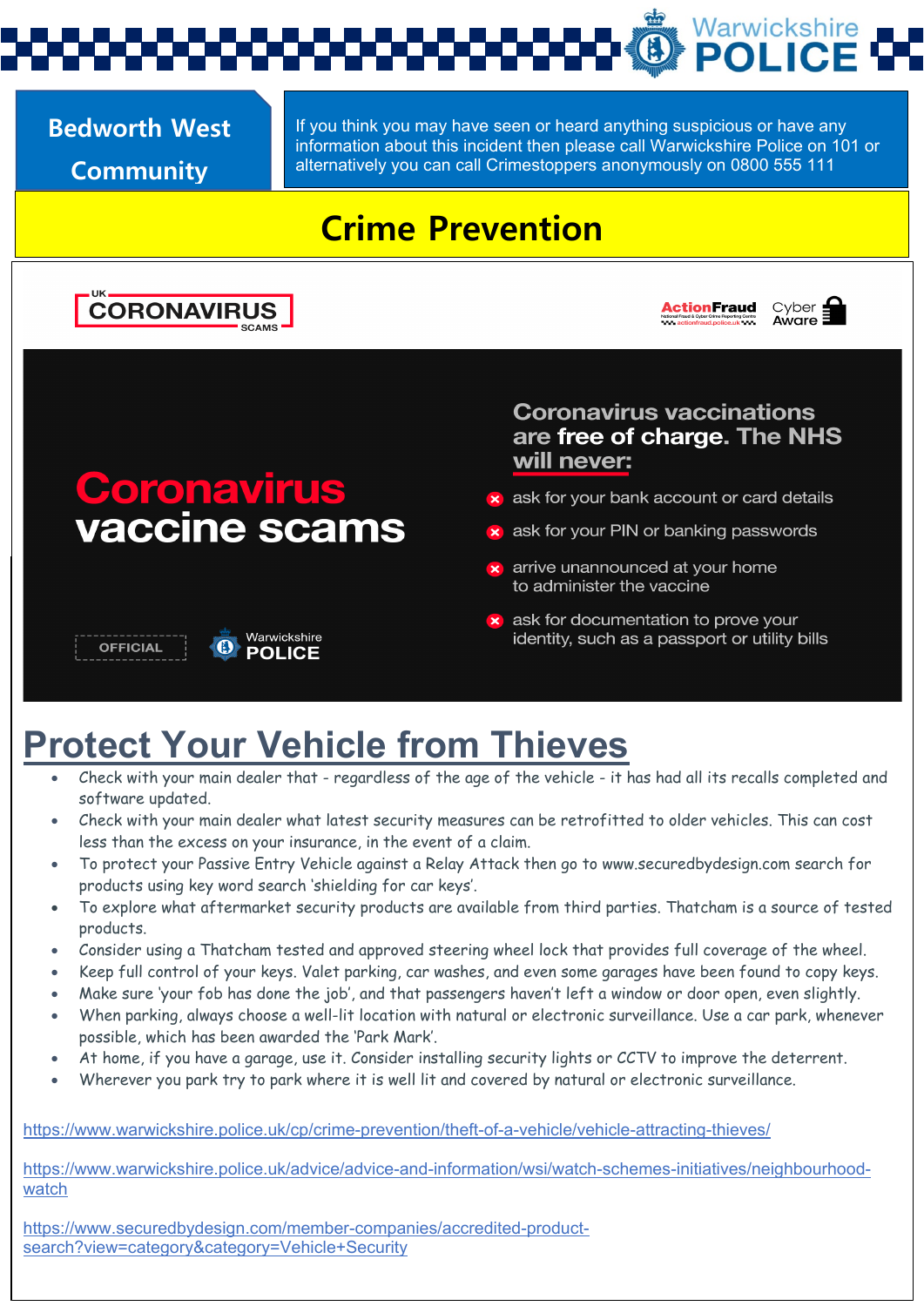Bedworth West Community

If you think you may have seen or heard anything suspicious or have any information about this incident then please call Warwickshire Police on 101 or alternatively you can call Crimestoppers anonymously on 0800 555 111

# Crime Prevention

UK CORONAVIRUS SCAMS

ActionFraud Cyber Aware

## Coronavirus vaccine scams

Coronavirus vaccinations are **free of charge.** The NHS will never:

- ask for your bank account or card details
- ask for your PIN or banking passwords
- arrive unannounced at your home to administer the vaccine
- ask for documentation to prove your identity, such as a passport or utility bills

OFFICIAL

Warwickshire POLICE

## Protect Your Vehicle from Thieves

- Check with your main dealer that - regardless of the age of the vehicle - it has had all its recalls completed and software updated.
- Check with your main dealer what latest security measures can be retrofitted to older vehicles. This can cost less than the excess on your insurance, in the event of a claim.
- To protect your Passive Entry Vehicle against a Relay Attack then go to www.securedbydesign.com search for products using key word search 'shielding for car keys'.
- To explore what aftermarket security products are available from third parties. Thatcham is a source of tested products.
- Consider using a Thatcham tested and approved steering wheel lock that provides full coverage of the wheel.
- Keep full control of your keys. Valet parking, car washes, and even some garages have been found to copy keys.
- Make sure 'your fob has done the job', and that passengers haven't left a window or door open, even slightly.
- When parking, always choose a well-lit location with natural or electronic surveillance. Use a car park, whenever possible, which has been awarded the 'Park Mark'.
- At home, if you have a garage, use it. Consider installing security lights or CCTV to improve the deterrent.
- Wherever you park try to park where it is well lit and covered by natural or electronic surveillance.

https://www.warwickshire.police.uk/cp/crime-prevention/theft-of-a-vehicle/vehicle-attracting-thieves/

https://www.warwickshire.police.uk/advice/advice-and-information/wsi/watch-schemes-initiatives/neighbourhood-watch

https://www.securedbydesign.com/member-companies/accredited-product-search?view=category&category=Vehicle+Security